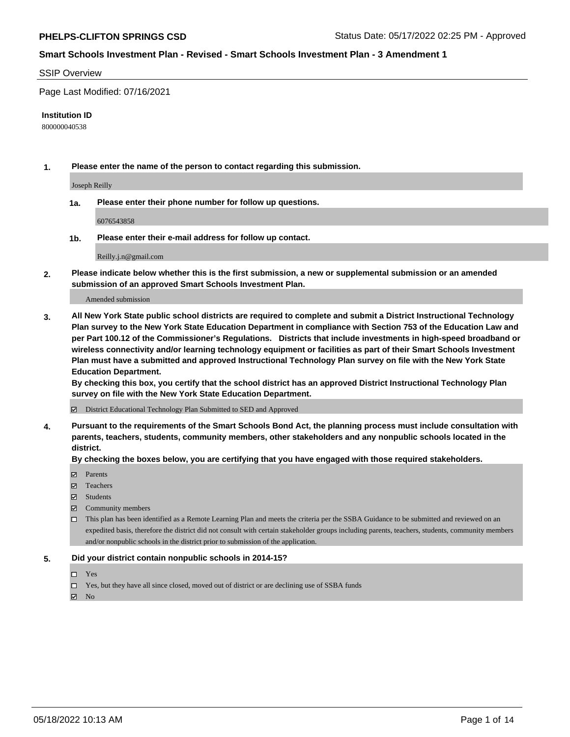**PHELPS-CLIFTON SPRINGS CSD** Status Date: 05/17/2022 02:25 PM - Approved

**Smart Schools Investment Plan - Revised - Smart Schools Investment Plan - 3 Amendment 1**

SSIP Overview

Page Last Modified: 07/16/2021

**Institution ID**

800000040538

**1. Please enter the name of the person to contact regarding this submission.**

Joseph Reilly

**1a. Please enter their phone number for follow up questions.**

6076543858

**1b. Please enter their e-mail address for follow up contact.**

Reilly.j.n@gmail.com

**2. Please indicate below whether this is the first submission, a new or supplemental submission or an amended submission of an approved Smart Schools Investment Plan.**

Amended submission

**3. All New York State public school districts are required to complete and submit a District Instructional Technology Plan survey to the New York State Education Department in compliance with Section 753 of the Education Law and per Part 100.12 of the Commissioner's Regulations. Districts that include investments in high-speed broadband or wireless connectivity and/or learning technology equipment or facilities as part of their Smart Schools Investment Plan must have a submitted and approved Instructional Technology Plan survey on file with the New York State Education Department.**
**By checking this box, you certify that the school district has an approved District Instructional Technology Plan survey on file with the New York State Education Department.**

☑ District Educational Technology Plan Submitted to SED and Approved

**4. Pursuant to the requirements of the Smart Schools Bond Act, the planning process must include consultation with parents, teachers, students, community members, other stakeholders and any nonpublic schools located in the district.**
**By checking the boxes below, you are certifying that you have engaged with those required stakeholders.**

☑ Parents
☑ Teachers
☑ Students
☑ Community members
☐ This plan has been identified as a Remote Learning Plan and meets the criteria per the SSBA Guidance to be submitted and reviewed on an expedited basis, therefore the district did not consult with certain stakeholder groups including parents, teachers, students, community members and/or nonpublic schools in the district prior to submission of the application.

**5. Did your district contain nonpublic schools in 2014-15?**

☐ Yes
☐ Yes, but they have all since closed, moved out of district or are declining use of SSBA funds
☑ No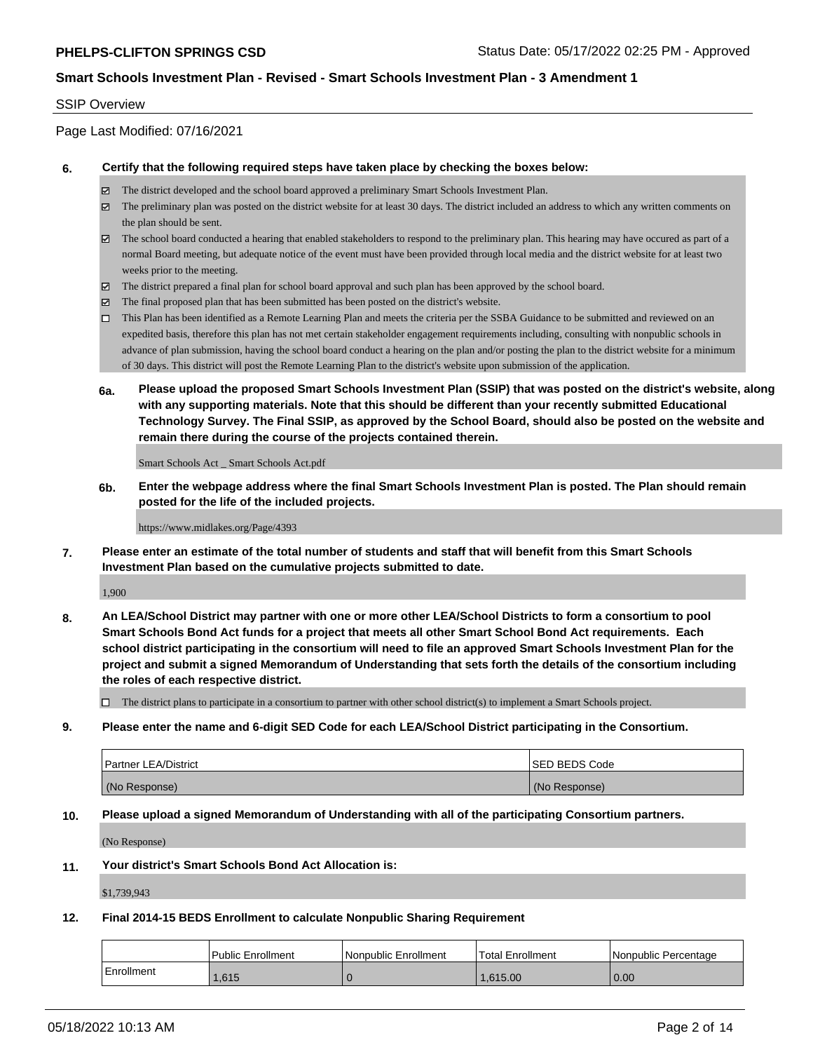SSIP Overview

Page Last Modified: 07/16/2021

**6. Certify that the following required steps have taken place by checking the boxes below:**

- ☑ The district developed and the school board approved a preliminary Smart Schools Investment Plan.
- ☑ The preliminary plan was posted on the district website for at least 30 days. The district included an address to which any written comments on the plan should be sent.
- ☑ The school board conducted a hearing that enabled stakeholders to respond to the preliminary plan. This hearing may have occured as part of a normal Board meeting, but adequate notice of the event must have been provided through local media and the district website for at least two weeks prior to the meeting.
- ☑ The district prepared a final plan for school board approval and such plan has been approved by the school board.
- ☑ The final proposed plan that has been submitted has been posted on the district's website.
- ☐ This Plan has been identified as a Remote Learning Plan and meets the criteria per the SSBA Guidance to be submitted and reviewed on an expedited basis, therefore this plan has not met certain stakeholder engagement requirements including, consulting with nonpublic schools in advance of plan submission, having the school board conduct a hearing on the plan and/or posting the plan to the district website for a minimum of 30 days. This district will post the Remote Learning Plan to the district's website upon submission of the application.

**6a. Please upload the proposed Smart Schools Investment Plan (SSIP) that was posted on the district's website, along with any supporting materials. Note that this should be different than your recently submitted Educational Technology Survey. The Final SSIP, as approved by the School Board, should also be posted on the website and remain there during the course of the projects contained therein.**

Smart Schools Act _ Smart Schools Act.pdf

**6b. Enter the webpage address where the final Smart Schools Investment Plan is posted. The Plan should remain posted for the life of the included projects.**

https://www.midlakes.org/Page/4393

**7. Please enter an estimate of the total number of students and staff that will benefit from this Smart Schools Investment Plan based on the cumulative projects submitted to date.**

1,900

**8. An LEA/School District may partner with one or more other LEA/School Districts to form a consortium to pool Smart Schools Bond Act funds for a project that meets all other Smart School Bond Act requirements. Each school district participating in the consortium will need to file an approved Smart Schools Investment Plan for the project and submit a signed Memorandum of Understanding that sets forth the details of the consortium including the roles of each respective district.**

- ☐ The district plans to participate in a consortium to partner with other school district(s) to implement a Smart Schools project.

**9. Please enter the name and 6-digit SED Code for each LEA/School District participating in the Consortium.**

| Partner LEA/District | SED BEDS Code |
|---|---|
| (No Response) | (No Response) |

**10. Please upload a signed Memorandum of Understanding with all of the participating Consortium partners.**

(No Response)

**11. Your district's Smart Schools Bond Act Allocation is:**

$1,739,943

**12. Final 2014-15 BEDS Enrollment to calculate Nonpublic Sharing Requirement**

| | Public Enrollment | Nonpublic Enrollment | Total Enrollment | Nonpublic Percentage |
|---|---|---|---|---|
| Enrollment | 1,615 | 0 | 1,615.00 | 0.00 |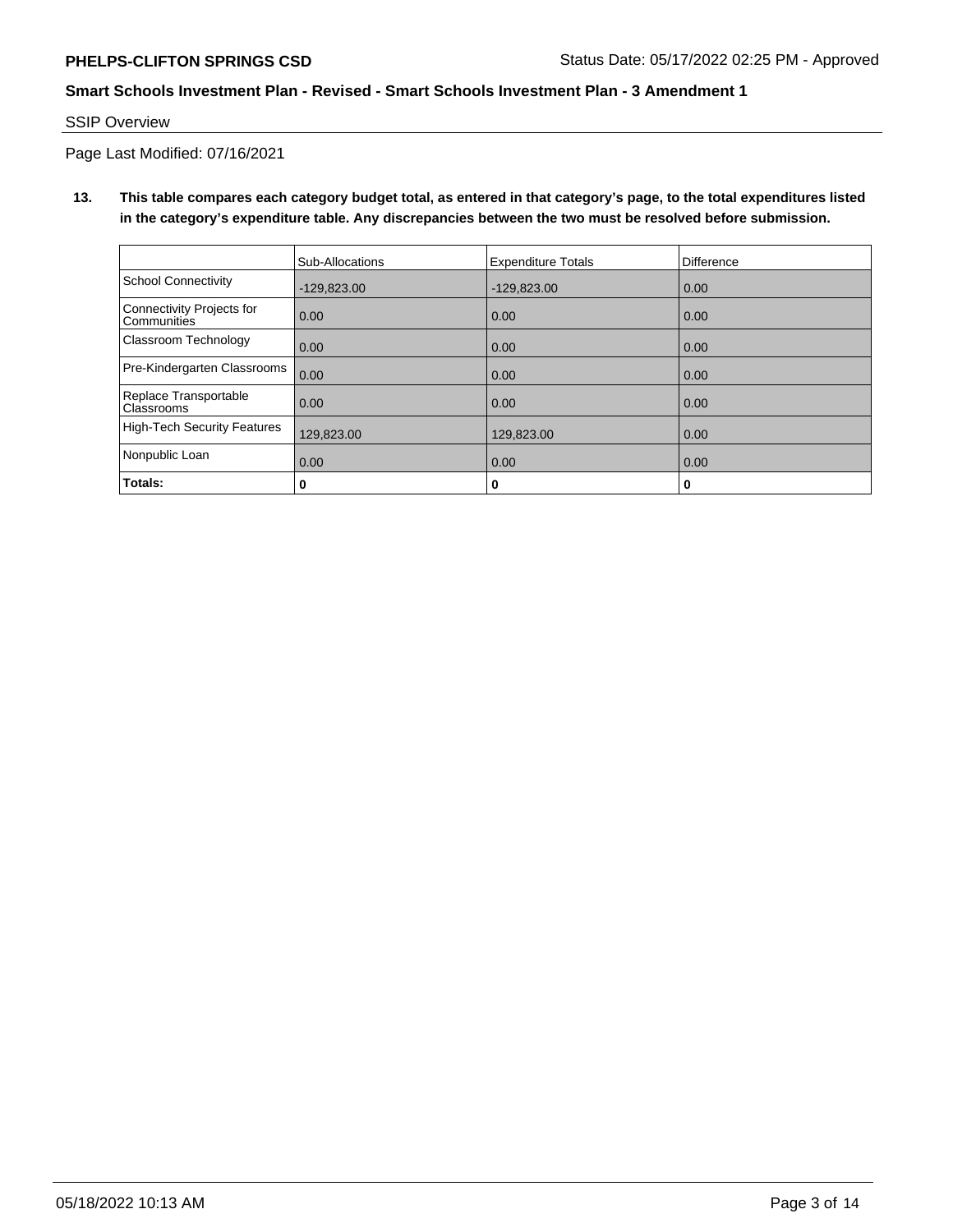SSIP Overview

Page Last Modified: 07/16/2021

**13. This table compares each category budget total, as entered in that category's page, to the total expenditures listed in the category's expenditure table. Any discrepancies between the two must be resolved before submission.**

| | Sub-Allocations | Expenditure Totals | Difference |
|---|---|---|---|
| School Connectivity | -129,823.00 | -129,823.00 | 0.00 |
| Connectivity Projects for Communities | 0.00 | 0.00 | 0.00 |
| Classroom Technology | 0.00 | 0.00 | 0.00 |
| Pre-Kindergarten Classrooms | 0.00 | 0.00 | 0.00 |
| Replace Transportable Classrooms | 0.00 | 0.00 | 0.00 |
| High-Tech Security Features | 129,823.00 | 129,823.00 | 0.00 |
| Nonpublic Loan | 0.00 | 0.00 | 0.00 |
| **Totals:** | **0** | **0** | **0** |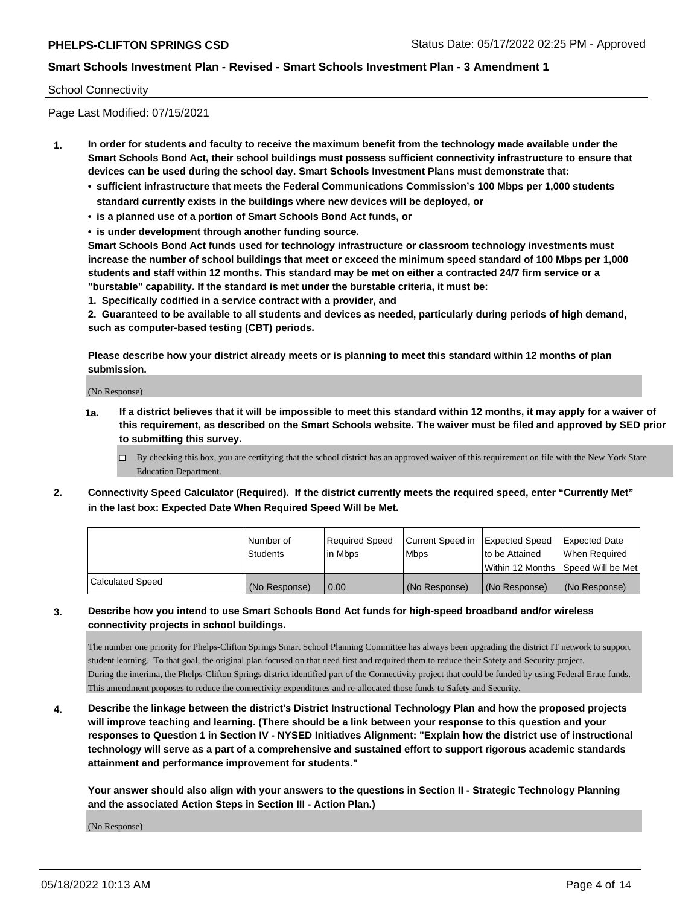**PHELPS-CLIFTON SPRINGS CSD** Status Date: 05/17/2022 02:25 PM - Approved

**Smart Schools Investment Plan - Revised - Smart Schools Investment Plan - 3 Amendment 1**

School Connectivity

Page Last Modified: 07/15/2021

**1. In order for students and faculty to receive the maximum benefit from the technology made available under the Smart Schools Bond Act, their school buildings must possess sufficient connectivity infrastructure to ensure that devices can be used during the school day. Smart Schools Investment Plans must demonstrate that:**

- **sufficient infrastructure that meets the Federal Communications Commission's 100 Mbps per 1,000 students standard currently exists in the buildings where new devices will be deployed, or**
- **is a planned use of a portion of Smart Schools Bond Act funds, or**
- **is under development through another funding source.**

**Smart Schools Bond Act funds used for technology infrastructure or classroom technology investments must increase the number of school buildings that meet or exceed the minimum speed standard of 100 Mbps per 1,000 students and staff within 12 months. This standard may be met on either a contracted 24/7 firm service or a "burstable" capability. If the standard is met under the burstable criteria, it must be:**

**1. Specifically codified in a service contract with a provider, and**

**2. Guaranteed to be available to all students and devices as needed, particularly during periods of high demand, such as computer-based testing (CBT) periods.**

**Please describe how your district already meets or is planning to meet this standard within 12 months of plan submission.**

(No Response)

**1a. If a district believes that it will be impossible to meet this standard within 12 months, it may apply for a waiver of this requirement, as described on the Smart Schools website. The waiver must be filed and approved by SED prior to submitting this survey.**

☐ By checking this box, you are certifying that the school district has an approved waiver of this requirement on file with the New York State Education Department.

**2. Connectivity Speed Calculator (Required). If the district currently meets the required speed, enter "Currently Met" in the last box: Expected Date When Required Speed Will be Met.**

| | Number of Students | Required Speed in Mbps | Current Speed in Mbps | Expected Speed to be Attained Within 12 Months | Expected Date When Required Speed Will be Met |
|---|---|---|---|---|---|
| Calculated Speed | (No Response) | 0.00 | (No Response) | (No Response) | (No Response) |

**3. Describe how you intend to use Smart Schools Bond Act funds for high-speed broadband and/or wireless connectivity projects in school buildings.**

The number one priority for Phelps-Clifton Springs Smart School Planning Committee has always been upgrading the district IT network to support student learning. To that goal, the original plan focused on that need first and required them to reduce their Safety and Security project.
During the interima, the Phelps-Clifton Springs district identified part of the Connectivity project that could be funded by using Federal Erate funds. This amendment proposes to reduce the connectivity expenditures and re-allocated those funds to Safety and Security.

**4. Describe the linkage between the district's District Instructional Technology Plan and how the proposed projects will improve teaching and learning. (There should be a link between your response to this question and your responses to Question 1 in Section IV - NYSED Initiatives Alignment: "Explain how the district use of instructional technology will serve as a part of a comprehensive and sustained effort to support rigorous academic standards attainment and performance improvement for students."**

**Your answer should also align with your answers to the questions in Section II - Strategic Technology Planning and the associated Action Steps in Section III - Action Plan.)**

(No Response)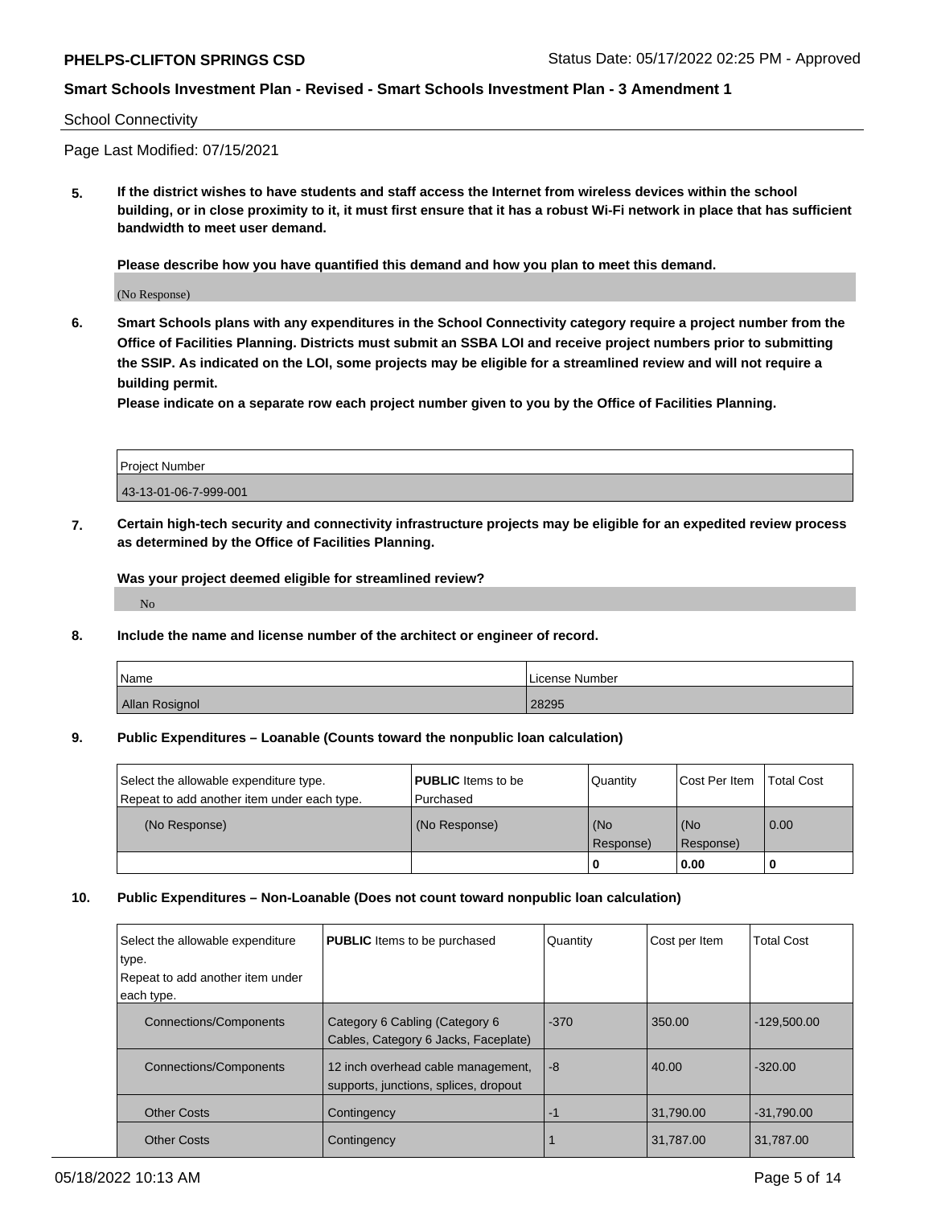School Connectivity

Page Last Modified: 07/15/2021

**5. If the district wishes to have students and staff access the Internet from wireless devices within the school building, or in close proximity to it, it must first ensure that it has a robust Wi-Fi network in place that has sufficient bandwidth to meet user demand.**

**Please describe how you have quantified this demand and how you plan to meet this demand.**

(No Response)

**6. Smart Schools plans with any expenditures in the School Connectivity category require a project number from the Office of Facilities Planning. Districts must submit an SSBA LOI and receive project numbers prior to submitting the SSIP. As indicated on the LOI, some projects may be eligible for a streamlined review and will not require a building permit.**
**Please indicate on a separate row each project number given to you by the Office of Facilities Planning.**

| Project Number |
|---|
| 43-13-01-06-7-999-001 |

**7. Certain high-tech security and connectivity infrastructure projects may be eligible for an expedited review process as determined by the Office of Facilities Planning.**

**Was your project deemed eligible for streamlined review?**

No

**8. Include the name and license number of the architect or engineer of record.**

| Name | License Number |
|---|---|
| Allan Rosignol | 28295 |

**9. Public Expenditures – Loanable (Counts toward the nonpublic loan calculation)**

| Select the allowable expenditure type. Repeat to add another item under each type. | **PUBLIC** Items to be Purchased | Quantity | Cost Per Item | Total Cost |
|---|---|---|---|---|
| (No Response) | (No Response) | (No Response) | (No Response) | 0.00 |
| | | **0** | **0.00** | **0** |

**10. Public Expenditures – Non-Loanable (Does not count toward nonpublic loan calculation)**

| Select the allowable expenditure type. Repeat to add another item under each type. | **PUBLIC** Items to be purchased | Quantity | Cost per Item | Total Cost |
|---|---|---|---|---|
| Connections/Components | Category 6 Cabling (Category 6 Cables, Category 6 Jacks, Faceplate) | -370 | 350.00 | -129,500.00 |
| Connections/Components | 12 inch overhead cable management, supports, junctions, splices, dropout | -8 | 40.00 | -320.00 |
| Other Costs | Contingency | -1 | 31,790.00 | -31,790.00 |
| Other Costs | Contingency | 1 | 31,787.00 | 31,787.00 |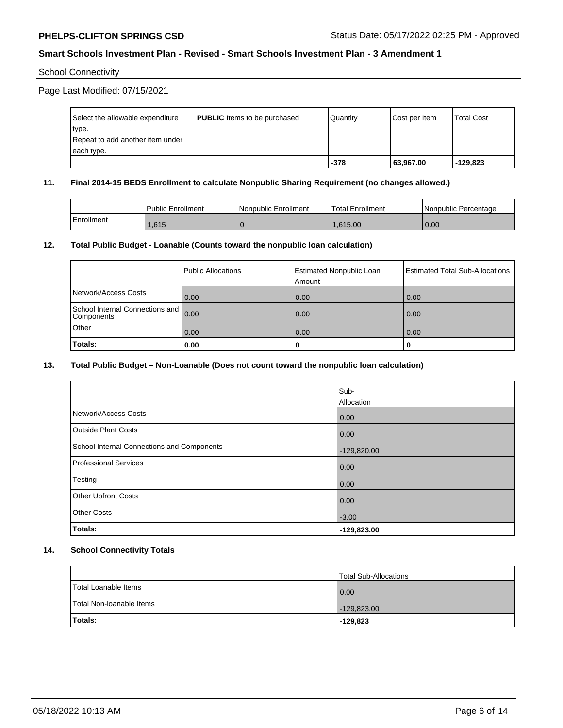## School Connectivity

Page Last Modified: 07/15/2021

| Select the allowable expenditure type. Repeat to add another item under each type. | **PUBLIC** Items to be purchased | Quantity | Cost per Item | Total Cost |
|---|---|---|---|---|
| | | **-378** | **63,967.00** | **-129,823** |

### 11. Final 2014-15 BEDS Enrollment to calculate Nonpublic Sharing Requirement (no changes allowed.)

| | Public Enrollment | Nonpublic Enrollment | Total Enrollment | Nonpublic Percentage |
|---|---|---|---|---|
| Enrollment | 1,615 | 0 | 1,615.00 | 0.00 |

### 12. Total Public Budget - Loanable (Counts toward the nonpublic loan calculation)

| | Public Allocations | Estimated Nonpublic Loan Amount | Estimated Total Sub-Allocations |
|---|---|---|---|
| Network/Access Costs | 0.00 | 0.00 | 0.00 |
| School Internal Connections and Components | 0.00 | 0.00 | 0.00 |
| Other | 0.00 | 0.00 | 0.00 |
| **Totals:** | **0.00** | **0** | **0** |

### 13. Total Public Budget – Non-Loanable (Does not count toward the nonpublic loan calculation)

| | Sub-Allocation |
|---|---|
| Network/Access Costs | 0.00 |
| Outside Plant Costs | 0.00 |
| School Internal Connections and Components | -129,820.00 |
| Professional Services | 0.00 |
| Testing | 0.00 |
| Other Upfront Costs | 0.00 |
| Other Costs | -3.00 |
| **Totals:** | **-129,823.00** |

### 14. School Connectivity Totals

| | Total Sub-Allocations |
|---|---|
| Total Loanable Items | 0.00 |
| Total Non-loanable Items | -129,823.00 |
| **Totals:** | **-129,823** |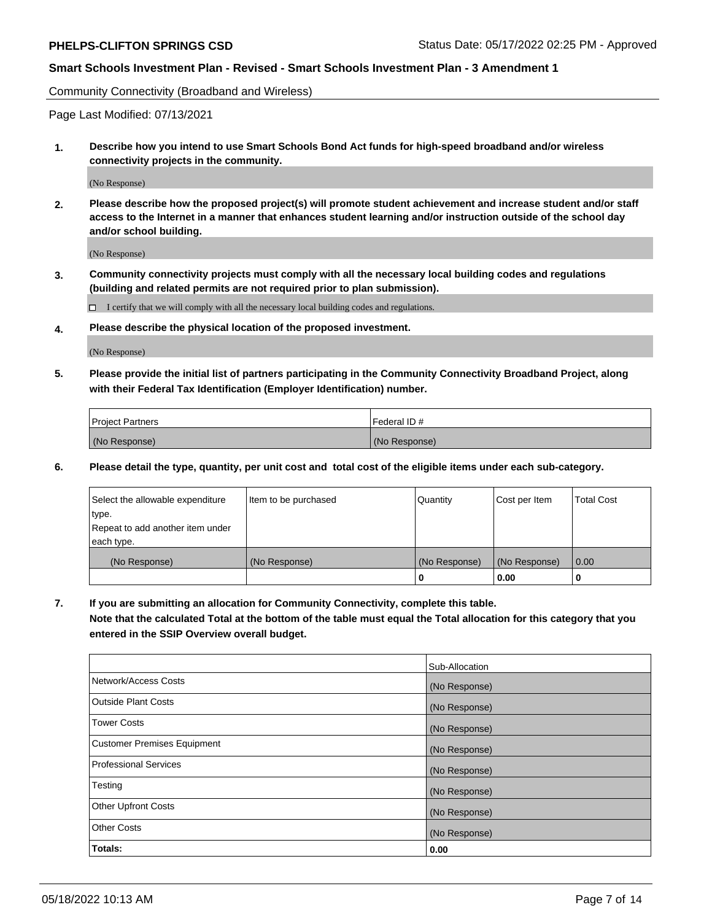Community Connectivity (Broadband and Wireless)

Page Last Modified: 07/13/2021

**1. Describe how you intend to use Smart Schools Bond Act funds for high-speed broadband and/or wireless connectivity projects in the community.**

(No Response)

**2. Please describe how the proposed project(s) will promote student achievement and increase student and/or staff access to the Internet in a manner that enhances student learning and/or instruction outside of the school day and/or school building.**

(No Response)

**3. Community connectivity projects must comply with all the necessary local building codes and regulations (building and related permits are not required prior to plan submission).**

☐ I certify that we will comply with all the necessary local building codes and regulations.

**4. Please describe the physical location of the proposed investment.**

(No Response)

**5. Please provide the initial list of partners participating in the Community Connectivity Broadband Project, along with their Federal Tax Identification (Employer Identification) number.**

| Project Partners | Federal ID # |
|---|---|
| (No Response) | (No Response) |

**6. Please detail the type, quantity, per unit cost and total cost of the eligible items under each sub-category.**

| Select the allowable expenditure type. Repeat to add another item under each type. | Item to be purchased | Quantity | Cost per Item | Total Cost |
|---|---|---|---|---|
| (No Response) | (No Response) | (No Response) | (No Response) | 0.00 |
| | | 0 | 0.00 | 0 |

**7. If you are submitting an allocation for Community Connectivity, complete this table. Note that the calculated Total at the bottom of the table must equal the Total allocation for this category that you entered in the SSIP Overview overall budget.**

| | Sub-Allocation |
|---|---|
| Network/Access Costs | (No Response) |
| Outside Plant Costs | (No Response) |
| Tower Costs | (No Response) |
| Customer Premises Equipment | (No Response) |
| Professional Services | (No Response) |
| Testing | (No Response) |
| Other Upfront Costs | (No Response) |
| Other Costs | (No Response) |
| **Totals:** | **0.00** |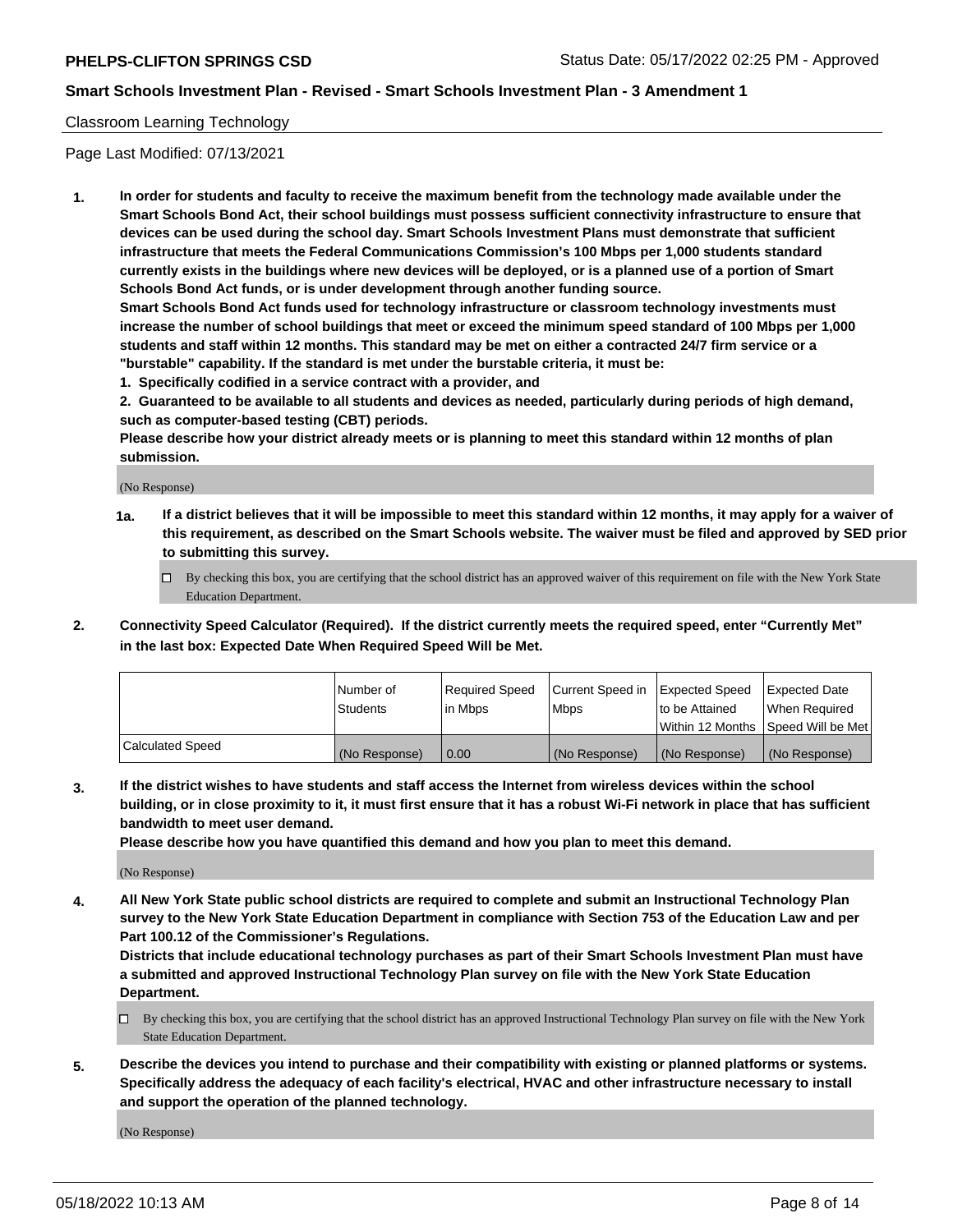Classroom Learning Technology

Page Last Modified: 07/13/2021

**1. In order for students and faculty to receive the maximum benefit from the technology made available under the Smart Schools Bond Act, their school buildings must possess sufficient connectivity infrastructure to ensure that devices can be used during the school day. Smart Schools Investment Plans must demonstrate that sufficient infrastructure that meets the Federal Communications Commission's 100 Mbps per 1,000 students standard currently exists in the buildings where new devices will be deployed, or is a planned use of a portion of Smart Schools Bond Act funds, or is under development through another funding source.**

**Smart Schools Bond Act funds used for technology infrastructure or classroom technology investments must increase the number of school buildings that meet or exceed the minimum speed standard of 100 Mbps per 1,000 students and staff within 12 months. This standard may be met on either a contracted 24/7 firm service or a "burstable" capability. If the standard is met under the burstable criteria, it must be:**

**1. Specifically codified in a service contract with a provider, and**

**2. Guaranteed to be available to all students and devices as needed, particularly during periods of high demand, such as computer-based testing (CBT) periods.**

**Please describe how your district already meets or is planning to meet this standard within 12 months of plan submission.**

(No Response)

**1a. If a district believes that it will be impossible to meet this standard within 12 months, it may apply for a waiver of this requirement, as described on the Smart Schools website. The waiver must be filed and approved by SED prior to submitting this survey.**

☐ By checking this box, you are certifying that the school district has an approved waiver of this requirement on file with the New York State Education Department.

**2. Connectivity Speed Calculator (Required). If the district currently meets the required speed, enter "Currently Met" in the last box: Expected Date When Required Speed Will be Met.**

| | Number of Students | Required Speed in Mbps | Current Speed in Mbps | Expected Speed to be Attained Within 12 Months | Expected Date When Required Speed Will be Met |
|---|---|---|---|---|---|
| Calculated Speed | (No Response) | 0.00 | (No Response) | (No Response) | (No Response) |

**3. If the district wishes to have students and staff access the Internet from wireless devices within the school building, or in close proximity to it, it must first ensure that it has a robust Wi-Fi network in place that has sufficient bandwidth to meet user demand.**

**Please describe how you have quantified this demand and how you plan to meet this demand.**

(No Response)

**4. All New York State public school districts are required to complete and submit an Instructional Technology Plan survey to the New York State Education Department in compliance with Section 753 of the Education Law and per Part 100.12 of the Commissioner's Regulations.**

**Districts that include educational technology purchases as part of their Smart Schools Investment Plan must have a submitted and approved Instructional Technology Plan survey on file with the New York State Education Department.**

☐ By checking this box, you are certifying that the school district has an approved Instructional Technology Plan survey on file with the New York State Education Department.

**5. Describe the devices you intend to purchase and their compatibility with existing or planned platforms or systems. Specifically address the adequacy of each facility's electrical, HVAC and other infrastructure necessary to install and support the operation of the planned technology.**

(No Response)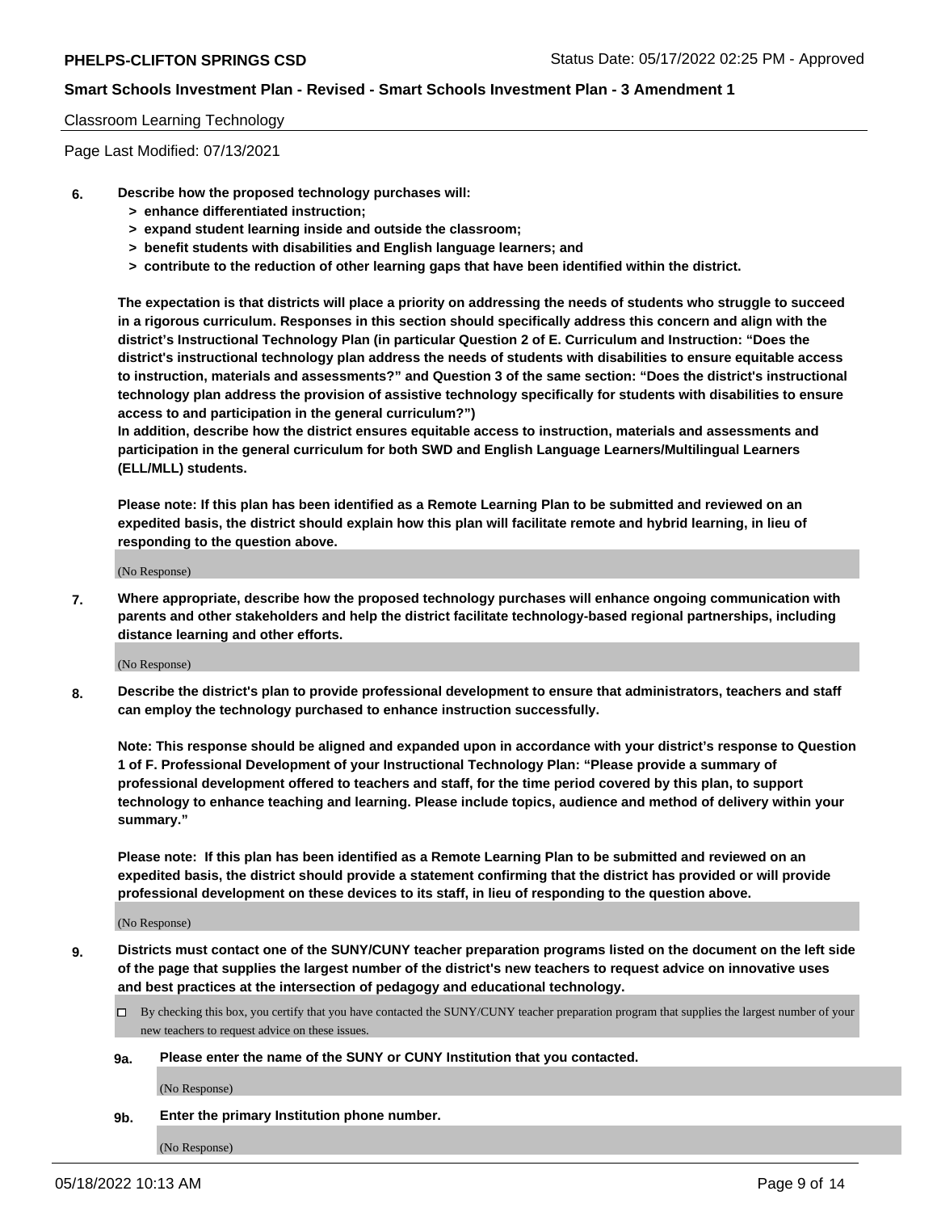Classroom Learning Technology

Page Last Modified: 07/13/2021

**6. Describe how the proposed technology purchases will:**
- **> enhance differentiated instruction;**
- **> expand student learning inside and outside the classroom;**
- **> benefit students with disabilities and English language learners; and**
- **> contribute to the reduction of other learning gaps that have been identified within the district.**

**The expectation is that districts will place a priority on addressing the needs of students who struggle to succeed in a rigorous curriculum. Responses in this section should specifically address this concern and align with the district's Instructional Technology Plan (in particular Question 2 of E. Curriculum and Instruction: "Does the district's instructional technology plan address the needs of students with disabilities to ensure equitable access to instruction, materials and assessments?" and Question 3 of the same section: "Does the district's instructional technology plan address the provision of assistive technology specifically for students with disabilities to ensure access to and participation in the general curriculum?")**

**In addition, describe how the district ensures equitable access to instruction, materials and assessments and participation in the general curriculum for both SWD and English Language Learners/Multilingual Learners (ELL/MLL) students.**

**Please note: If this plan has been identified as a Remote Learning Plan to be submitted and reviewed on an expedited basis, the district should explain how this plan will facilitate remote and hybrid learning, in lieu of responding to the question above.**

(No Response)

**7. Where appropriate, describe how the proposed technology purchases will enhance ongoing communication with parents and other stakeholders and help the district facilitate technology-based regional partnerships, including distance learning and other efforts.**

(No Response)

**8. Describe the district's plan to provide professional development to ensure that administrators, teachers and staff can employ the technology purchased to enhance instruction successfully.**

**Note: This response should be aligned and expanded upon in accordance with your district's response to Question 1 of F. Professional Development of your Instructional Technology Plan: "Please provide a summary of professional development offered to teachers and staff, for the time period covered by this plan, to support technology to enhance teaching and learning. Please include topics, audience and method of delivery within your summary."**

**Please note: If this plan has been identified as a Remote Learning Plan to be submitted and reviewed on an expedited basis, the district should provide a statement confirming that the district has provided or will provide professional development on these devices to its staff, in lieu of responding to the question above.**

(No Response)

**9. Districts must contact one of the SUNY/CUNY teacher preparation programs listed on the document on the left side of the page that supplies the largest number of the district's new teachers to request advice on innovative uses and best practices at the intersection of pedagogy and educational technology.**

☐ By checking this box, you certify that you have contacted the SUNY/CUNY teacher preparation program that supplies the largest number of your new teachers to request advice on these issues.

**9a. Please enter the name of the SUNY or CUNY Institution that you contacted.**

(No Response)

**9b. Enter the primary Institution phone number.**

(No Response)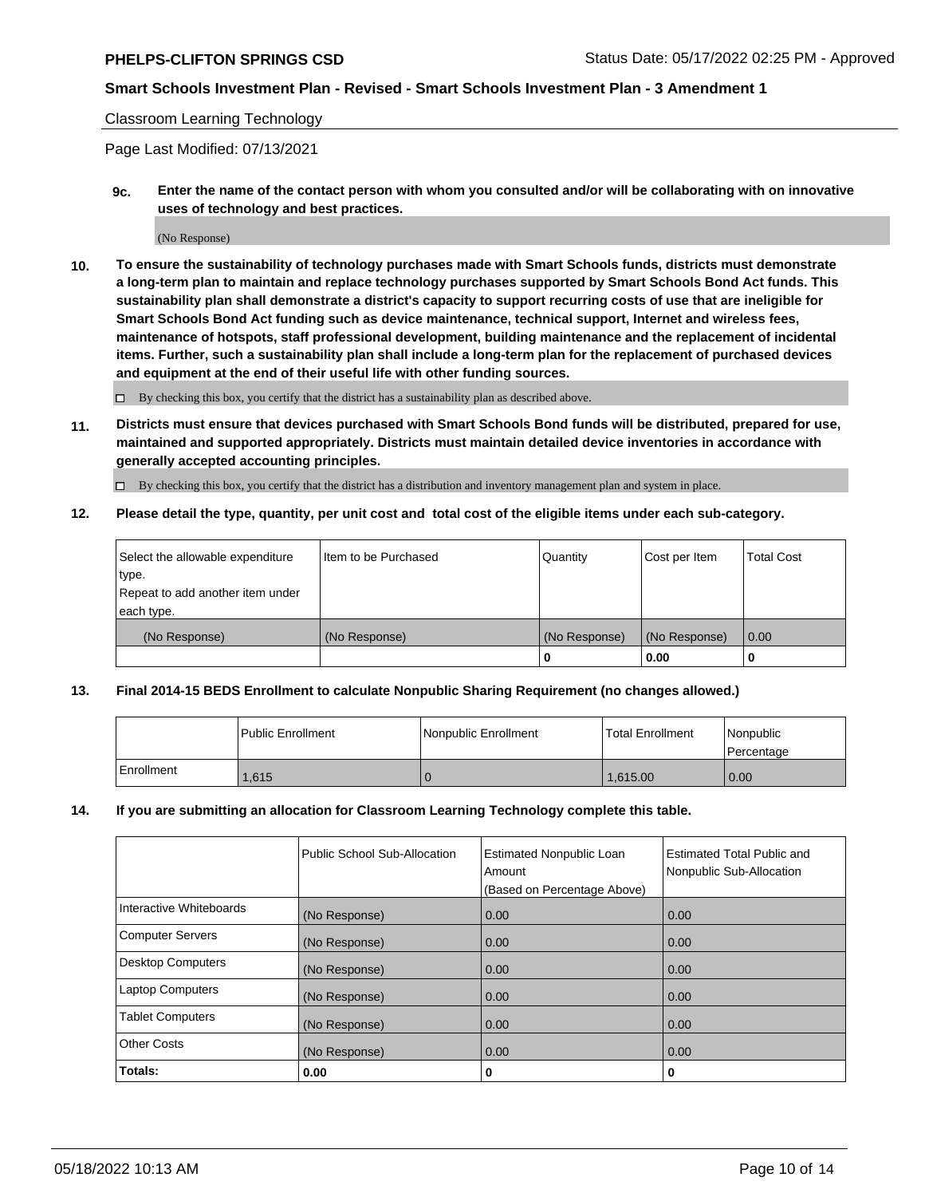Classroom Learning Technology

Page Last Modified: 07/13/2021

**9c. Enter the name of the contact person with whom you consulted and/or will be collaborating with on innovative uses of technology and best practices.**

(No Response)

**10. To ensure the sustainability of technology purchases made with Smart Schools funds, districts must demonstrate a long-term plan to maintain and replace technology purchases supported by Smart Schools Bond Act funds. This sustainability plan shall demonstrate a district's capacity to support recurring costs of use that are ineligible for Smart Schools Bond Act funding such as device maintenance, technical support, Internet and wireless fees, maintenance of hotspots, staff professional development, building maintenance and the replacement of incidental items. Further, such a sustainability plan shall include a long-term plan for the replacement of purchased devices and equipment at the end of their useful life with other funding sources.**

☐ By checking this box, you certify that the district has a sustainability plan as described above.

**11. Districts must ensure that devices purchased with Smart Schools Bond funds will be distributed, prepared for use, maintained and supported appropriately. Districts must maintain detailed device inventories in accordance with generally accepted accounting principles.**

☐ By checking this box, you certify that the district has a distribution and inventory management plan and system in place.

**12. Please detail the type, quantity, per unit cost and total cost of the eligible items under each sub-category.**

| Select the allowable expenditure type. Repeat to add another item under each type. | Item to be Purchased | Quantity | Cost per Item | Total Cost |
|---|---|---|---|---|
| (No Response) | (No Response) | (No Response) | (No Response) | 0.00 |
| | | 0 | 0.00 | 0 |

**13. Final 2014-15 BEDS Enrollment to calculate Nonpublic Sharing Requirement (no changes allowed.)**

| | Public Enrollment | Nonpublic Enrollment | Total Enrollment | Nonpublic Percentage |
|---|---|---|---|---|
| Enrollment | 1,615 | 0 | 1,615.00 | 0.00 |

**14. If you are submitting an allocation for Classroom Learning Technology complete this table.**

| | Public School Sub-Allocation | Estimated Nonpublic Loan Amount (Based on Percentage Above) | Estimated Total Public and Nonpublic Sub-Allocation |
|---|---|---|---|
| Interactive Whiteboards | (No Response) | 0.00 | 0.00 |
| Computer Servers | (No Response) | 0.00 | 0.00 |
| Desktop Computers | (No Response) | 0.00 | 0.00 |
| Laptop Computers | (No Response) | 0.00 | 0.00 |
| Tablet Computers | (No Response) | 0.00 | 0.00 |
| Other Costs | (No Response) | 0.00 | 0.00 |
| **Totals:** | 0.00 | 0 | 0 |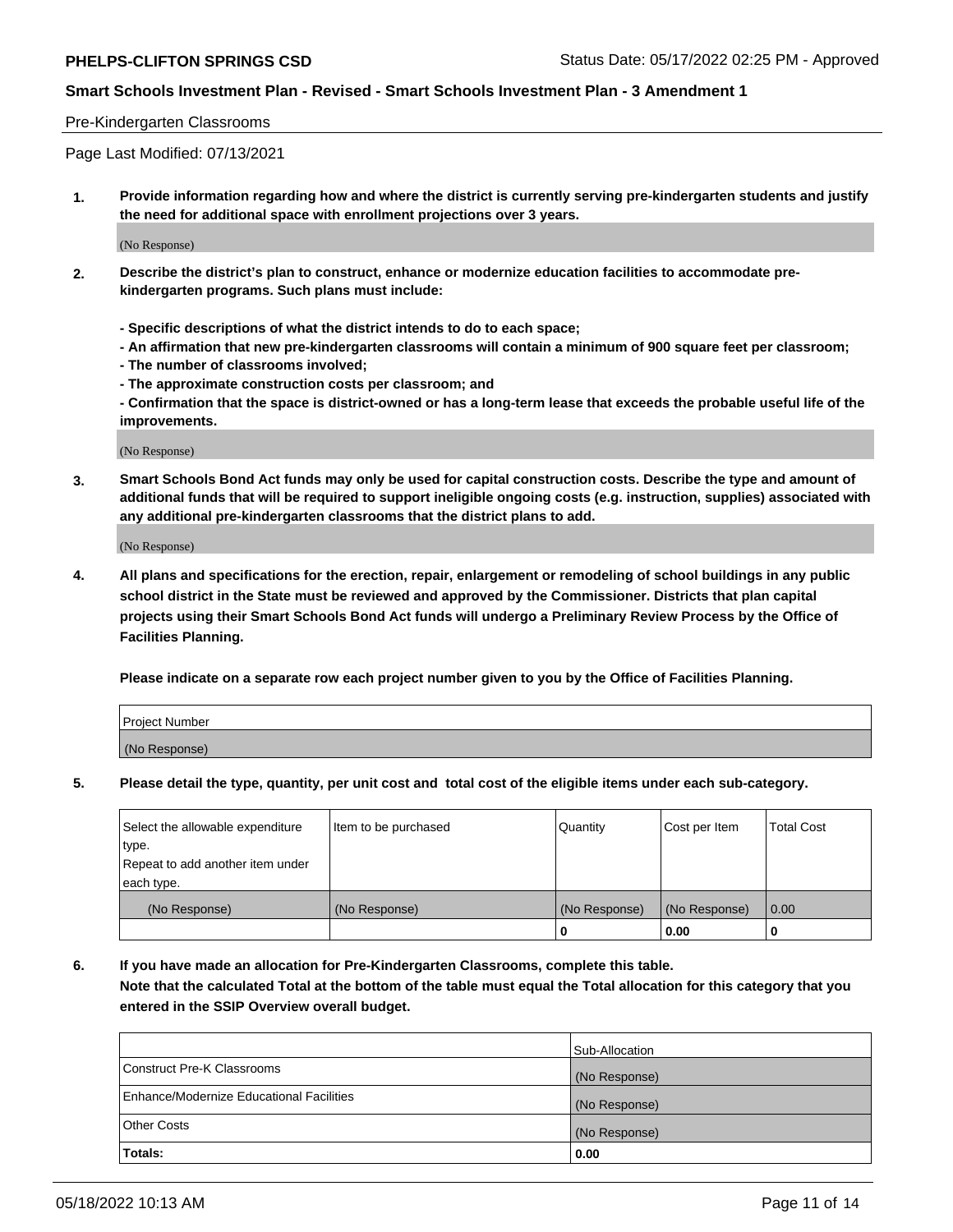Pre-Kindergarten Classrooms

Page Last Modified: 07/13/2021

**1. Provide information regarding how and where the district is currently serving pre-kindergarten students and justify the need for additional space with enrollment projections over 3 years.**

(No Response)

**2. Describe the district's plan to construct, enhance or modernize education facilities to accommodate pre-kindergarten programs. Such plans must include:**

**- Specific descriptions of what the district intends to do to each space;**
**- An affirmation that new pre-kindergarten classrooms will contain a minimum of 900 square feet per classroom;**
**- The number of classrooms involved;**
**- The approximate construction costs per classroom; and**
**- Confirmation that the space is district-owned or has a long-term lease that exceeds the probable useful life of the improvements.**

(No Response)

**3. Smart Schools Bond Act funds may only be used for capital construction costs. Describe the type and amount of additional funds that will be required to support ineligible ongoing costs (e.g. instruction, supplies) associated with any additional pre-kindergarten classrooms that the district plans to add.**

(No Response)

**4. All plans and specifications for the erection, repair, enlargement or remodeling of school buildings in any public school district in the State must be reviewed and approved by the Commissioner. Districts that plan capital projects using their Smart Schools Bond Act funds will undergo a Preliminary Review Process by the Office of Facilities Planning.**

**Please indicate on a separate row each project number given to you by the Office of Facilities Planning.**

| Project Number |
|---|
| (No Response) |

**5. Please detail the type, quantity, per unit cost and total cost of the eligible items under each sub-category.**

| Select the allowable expenditure type. Repeat to add another item under each type. | Item to be purchased | Quantity | Cost per Item | Total Cost |
|---|---|---|---|---|
| (No Response) | (No Response) | (No Response) | (No Response) | 0.00 |
| | | 0 | 0.00 | 0 |

**6. If you have made an allocation for Pre-Kindergarten Classrooms, complete this table.**
**Note that the calculated Total at the bottom of the table must equal the Total allocation for this category that you entered in the SSIP Overview overall budget.**

| | Sub-Allocation |
|---|---|
| Construct Pre-K Classrooms | (No Response) |
| Enhance/Modernize Educational Facilities | (No Response) |
| Other Costs | (No Response) |
| **Totals:** | **0.00** |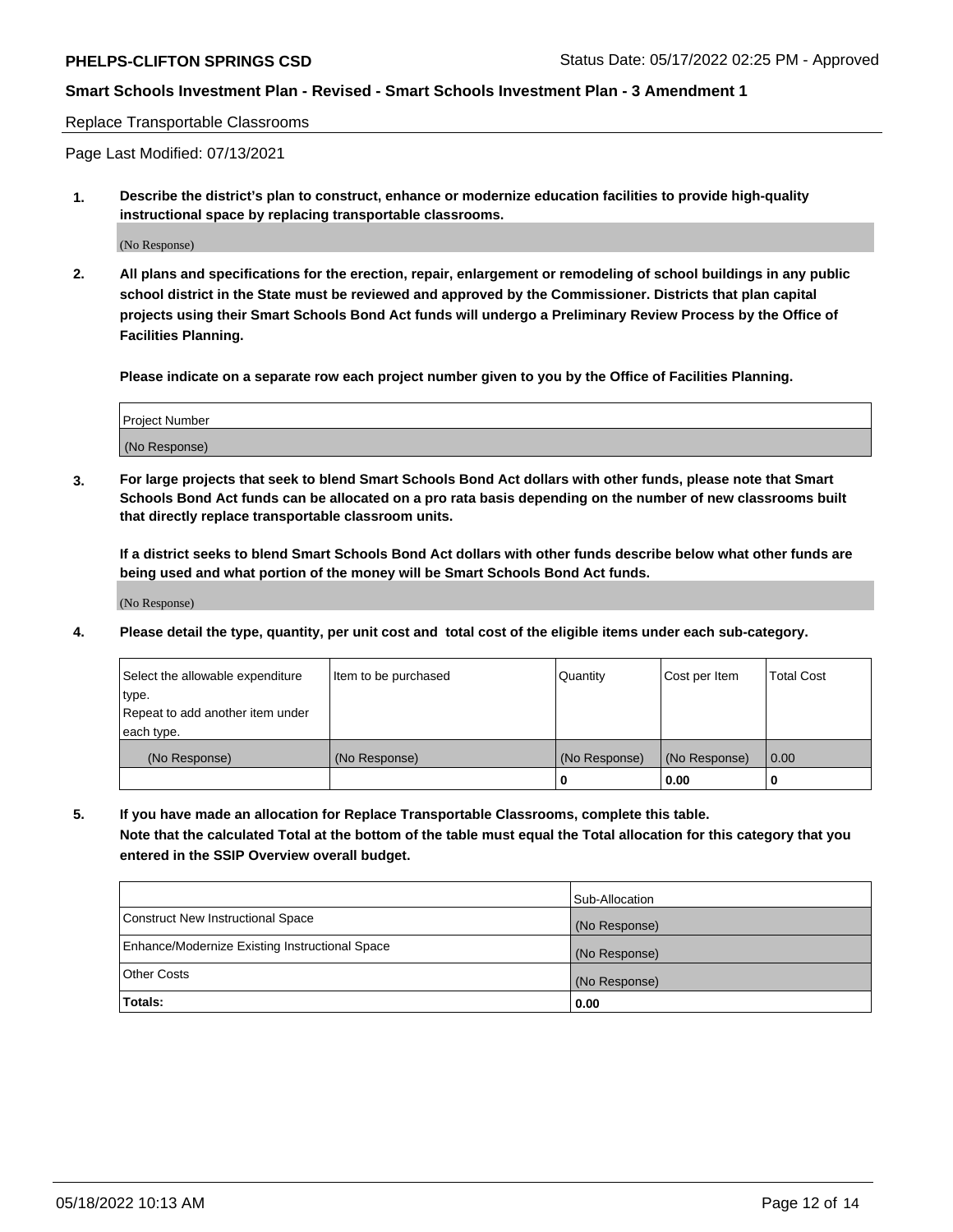**PHELPS-CLIFTON SPRINGS CSD** Status Date: 05/17/2022 02:25 PM - Approved

**Smart Schools Investment Plan - Revised - Smart Schools Investment Plan - 3 Amendment 1**

Replace Transportable Classrooms

Page Last Modified: 07/13/2021

**1. Describe the district's plan to construct, enhance or modernize education facilities to provide high-quality instructional space by replacing transportable classrooms.**

(No Response)

**2. All plans and specifications for the erection, repair, enlargement or remodeling of school buildings in any public school district in the State must be reviewed and approved by the Commissioner. Districts that plan capital projects using their Smart Schools Bond Act funds will undergo a Preliminary Review Process by the Office of Facilities Planning.**

**Please indicate on a separate row each project number given to you by the Office of Facilities Planning.**

| Project Number |
| --- |
| (No Response) |

**3. For large projects that seek to blend Smart Schools Bond Act dollars with other funds, please note that Smart Schools Bond Act funds can be allocated on a pro rata basis depending on the number of new classrooms built that directly replace transportable classroom units.**

**If a district seeks to blend Smart Schools Bond Act dollars with other funds describe below what other funds are being used and what portion of the money will be Smart Schools Bond Act funds.**

(No Response)

**4. Please detail the type, quantity, per unit cost and total cost of the eligible items under each sub-category.**

| Select the allowable expenditure type. Repeat to add another item under each type. | Item to be purchased | Quantity | Cost per Item | Total Cost |
| --- | --- | --- | --- | --- |
| (No Response) | (No Response) | (No Response) | (No Response) | 0.00 |
| | | 0 | 0.00 | 0 |

**5. If you have made an allocation for Replace Transportable Classrooms, complete this table. Note that the calculated Total at the bottom of the table must equal the Total allocation for this category that you entered in the SSIP Overview overall budget.**

| | Sub-Allocation |
| --- | --- |
| Construct New Instructional Space | (No Response) |
| Enhance/Modernize Existing Instructional Space | (No Response) |
| Other Costs | (No Response) |
| **Totals:** | 0.00 |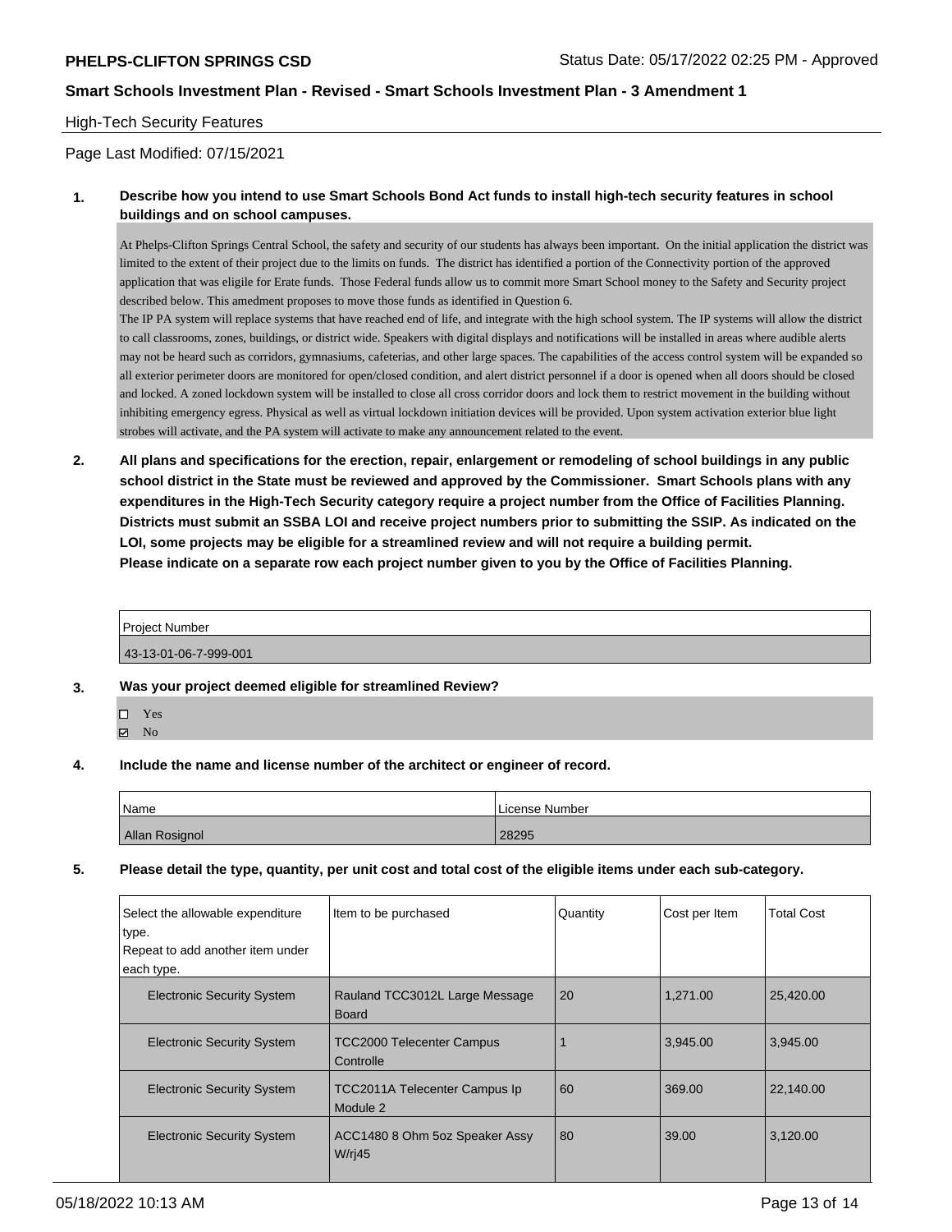High-Tech Security Features

Page Last Modified: 07/15/2021

**1. Describe how you intend to use Smart Schools Bond Act funds to install high-tech security features in school buildings and on school campuses.**

At Phelps-Clifton Springs Central School, the safety and security of our students has always been important. On the initial application the district was limited to the extent of their project due to the limits on funds. The district has identified a portion of the Connectivity portion of the approved application that was eligile for Erate funds. Those Federal funds allow us to commit more Smart School money to the Safety and Security project described below. This amedment proposes to move those funds as identified in Question 6.

The IP PA system will replace systems that have reached end of life, and integrate with the high school system. The IP systems will allow the district to call classrooms, zones, buildings, or district wide. Speakers with digital displays and notifications will be installed in areas where audible alerts may not be heard such as corridors, gymnasiums, cafeterias, and other large spaces. The capabilities of the access control system will be expanded so all exterior perimeter doors are monitored for open/closed condition, and alert district personnel if a door is opened when all doors should be closed and locked. A zoned lockdown system will be installed to close all cross corridor doors and lock them to restrict movement in the building without inhibiting emergency egress. Physical as well as virtual lockdown initiation devices will be provided. Upon system activation exterior blue light strobes will activate, and the PA system will activate to make any announcement related to the event.

**2. All plans and specifications for the erection, repair, enlargement or remodeling of school buildings in any public school district in the State must be reviewed and approved by the Commissioner. Smart Schools plans with any expenditures in the High-Tech Security category require a project number from the Office of Facilities Planning. Districts must submit an SSBA LOI and receive project numbers prior to submitting the SSIP. As indicated on the LOI, some projects may be eligible for a streamlined review and will not require a building permit. Please indicate on a separate row each project number given to you by the Office of Facilities Planning.**

| Project Number |
|---|
| 43-13-01-06-7-999-001 |

**3. Was your project deemed eligible for streamlined Review?**

☐ Yes
☑ No

**4. Include the name and license number of the architect or engineer of record.**

| Name | License Number |
|---|---|
| Allan Rosignol | 28295 |

**5. Please detail the type, quantity, per unit cost and total cost of the eligible items under each sub-category.**

| Select the allowable expenditure type. Repeat to add another item under each type. | Item to be purchased | Quantity | Cost per Item | Total Cost |
|---|---|---|---|---|
| Electronic Security System | Rauland TCC3012L Large Message Board | 20 | 1,271.00 | 25,420.00 |
| Electronic Security System | TCC2000 Telecenter Campus Controlle | 1 | 3,945.00 | 3,945.00 |
| Electronic Security System | TCC2011A Telecenter Campus Ip Module 2 | 60 | 369.00 | 22,140.00 |
| Electronic Security System | ACC1480 8 Ohm 5oz Speaker Assy W/rj45 | 80 | 39.00 | 3,120.00 |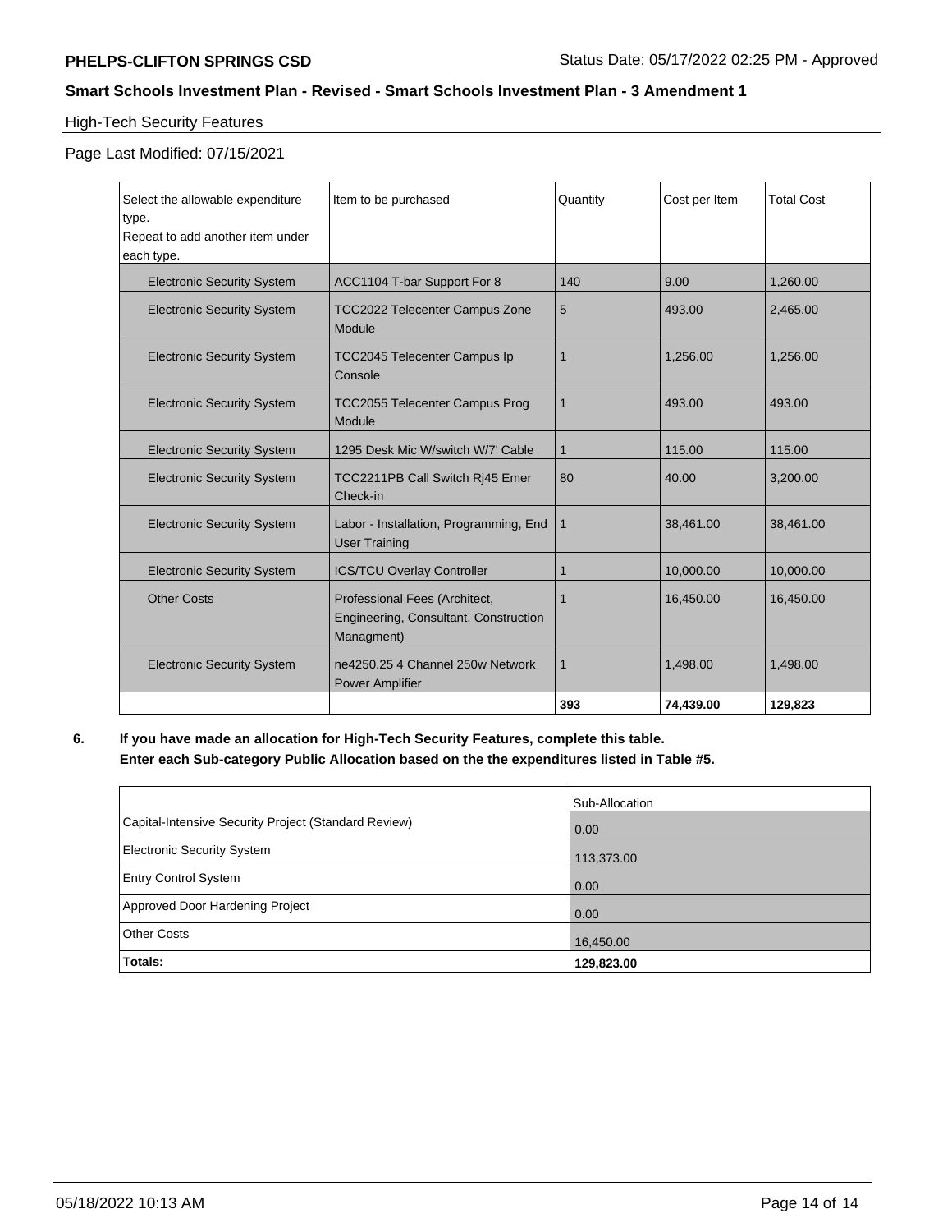## High-Tech Security Features

Page Last Modified: 07/15/2021

| Select the allowable expenditure type. Repeat to add another item under each type. | Item to be purchased | Quantity | Cost per Item | Total Cost |
|---|---|---|---|---|
| Electronic Security System | ACC1104 T-bar Support For 8 | 140 | 9.00 | 1,260.00 |
| Electronic Security System | TCC2022 Telecenter Campus Zone Module | 5 | 493.00 | 2,465.00 |
| Electronic Security System | TCC2045 Telecenter Campus Ip Console | 1 | 1,256.00 | 1,256.00 |
| Electronic Security System | TCC2055 Telecenter Campus Prog Module | 1 | 493.00 | 493.00 |
| Electronic Security System | 1295 Desk Mic W/switch W/7' Cable | 1 | 115.00 | 115.00 |
| Electronic Security System | TCC2211PB Call Switch Rj45 Emer Check-in | 80 | 40.00 | 3,200.00 |
| Electronic Security System | Labor - Installation, Programming, End User Training | 1 | 38,461.00 | 38,461.00 |
| Electronic Security System | ICS/TCU Overlay Controller | 1 | 10,000.00 | 10,000.00 |
| Other Costs | Professional Fees (Architect, Engineering, Consultant, Construction Managment) | 1 | 16,450.00 | 16,450.00 |
| Electronic Security System | ne4250.25 4 Channel 250w Network Power Amplifier | 1 | 1,498.00 | 1,498.00 |
| | | **393** | **74,439.00** | **129,823** |

**6. If you have made an allocation for High-Tech Security Features, complete this table. Enter each Sub-category Public Allocation based on the the expenditures listed in Table #5.**

| | Sub-Allocation |
|---|---|
| Capital-Intensive Security Project (Standard Review) | 0.00 |
| Electronic Security System | 113,373.00 |
| Entry Control System | 0.00 |
| Approved Door Hardening Project | 0.00 |
| Other Costs | 16,450.00 |
| **Totals:** | **129,823.00** |